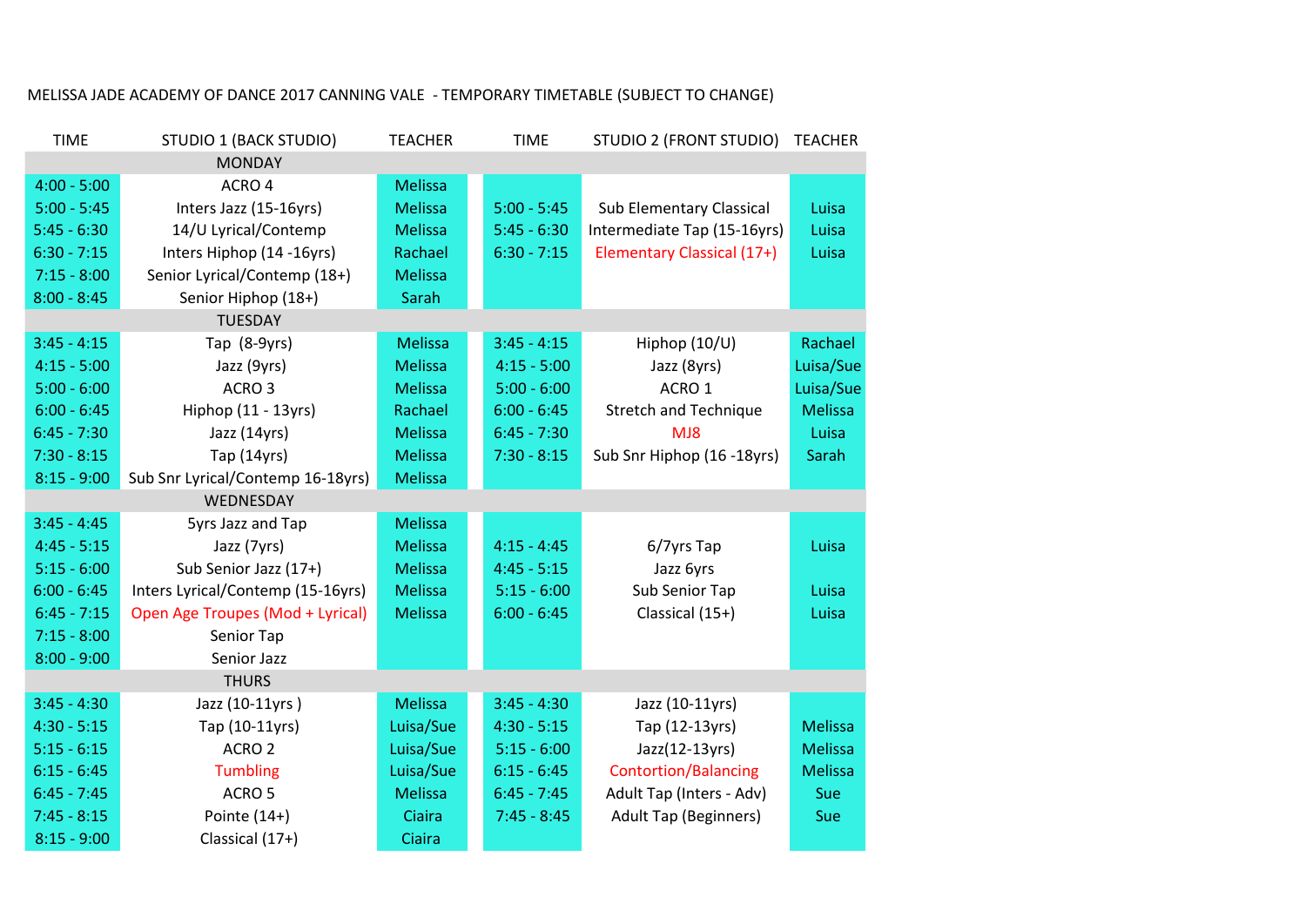MELISSA JADE ACADEMY OF DANCE 2017 CANNING VALE - TEMPORARY TIMETABLE (SUBJECT TO CHANGE)

| TIME | STUDIO 1 (BACK STUDIO) | TEACHER | TIME | STUDIO 2 (FRONT STUDIO) | TEACHER |
|---|---|---|---|---|---|
| | MONDAY | | | | |
| 4:00 - 5:00 | ACRO 4 | Melissa | | | |
| 5:00 - 5:45 | Inters Jazz (15-16yrs) | Melissa | 5:00 - 5:45 | Sub Elementary Classical | Luisa |
| 5:45 - 6:30 | 14/U Lyrical/Contemp | Melissa | 5:45 - 6:30 | Intermediate Tap (15-16yrs) | Luisa |
| 6:30 - 7:15 | Inters Hiphop (14 -16yrs) | Rachael | 6:30 - 7:15 | Elementary Classical (17+) | Luisa |
| 7:15 - 8:00 | Senior Lyrical/Contemp (18+) | Melissa | | | |
| 8:00 - 8:45 | Senior Hiphop (18+) | Sarah | | | |
| | TUESDAY | | | | |
| 3:45 - 4:15 | Tap (8-9yrs) | Melissa | 3:45 - 4:15 | Hiphop (10/U) | Rachael |
| 4:15 - 5:00 | Jazz (9yrs) | Melissa | 4:15 - 5:00 | Jazz (8yrs) | Luisa/Sue |
| 5:00 - 6:00 | ACRO 3 | Melissa | 5:00 - 6:00 | ACRO 1 | Luisa/Sue |
| 6:00 - 6:45 | Hiphop (11 - 13yrs) | Rachael | 6:00 - 6:45 | Stretch and Technique | Melissa |
| 6:45 - 7:30 | Jazz (14yrs) | Melissa | 6:45 - 7:30 | MJ8 | Luisa |
| 7:30 - 8:15 | Tap (14yrs) | Melissa | 7:30 - 8:15 | Sub Snr Hiphop (16 -18yrs) | Sarah |
| 8:15 - 9:00 | Sub Snr Lyrical/Contemp 16-18yrs) | Melissa | | | |
| | WEDNESDAY | | | | |
| 3:45 - 4:45 | 5yrs Jazz and Tap | Melissa | | | |
| 4:45 - 5:15 | Jazz (7yrs) | Melissa | 4:15 - 4:45 | 6/7yrs Tap | Luisa |
| 5:15 - 6:00 | Sub Senior Jazz (17+) | Melissa | 4:45 - 5:15 | Jazz 6yrs | |
| 6:00 - 6:45 | Inters Lyrical/Contemp (15-16yrs) | Melissa | 5:15 - 6:00 | Sub Senior Tap | Luisa |
| 6:45 - 7:15 | Open Age Troupes (Mod + Lyrical) | Melissa | 6:00 - 6:45 | Classical (15+) | Luisa |
| 7:15 - 8:00 | Senior Tap | | | | |
| 8:00 - 9:00 | Senior Jazz | | | | |
| | THURS | | | | |
| 3:45 - 4:30 | Jazz (10-11yrs ) | Melissa | 3:45 - 4:30 | Jazz (10-11yrs) | |
| 4:30 - 5:15 | Tap (10-11yrs) | Luisa/Sue | 4:30 - 5:15 | Tap (12-13yrs) | Melissa |
| 5:15 - 6:15 | ACRO 2 | Luisa/Sue | 5:15 - 6:00 | Jazz(12-13yrs) | Melissa |
| 6:15 - 6:45 | Tumbling | Luisa/Sue | 6:15 - 6:45 | Contortion/Balancing | Melissa |
| 6:45 - 7:45 | ACRO 5 | Melissa | 6:45 - 7:45 | Adult Tap (Inters - Adv) | Sue |
| 7:45 - 8:15 | Pointe (14+) | Ciaira | 7:45 - 8:45 | Adult Tap (Beginners) | Sue |
| 8:15 - 9:00 | Classical (17+) | Ciaira | | | |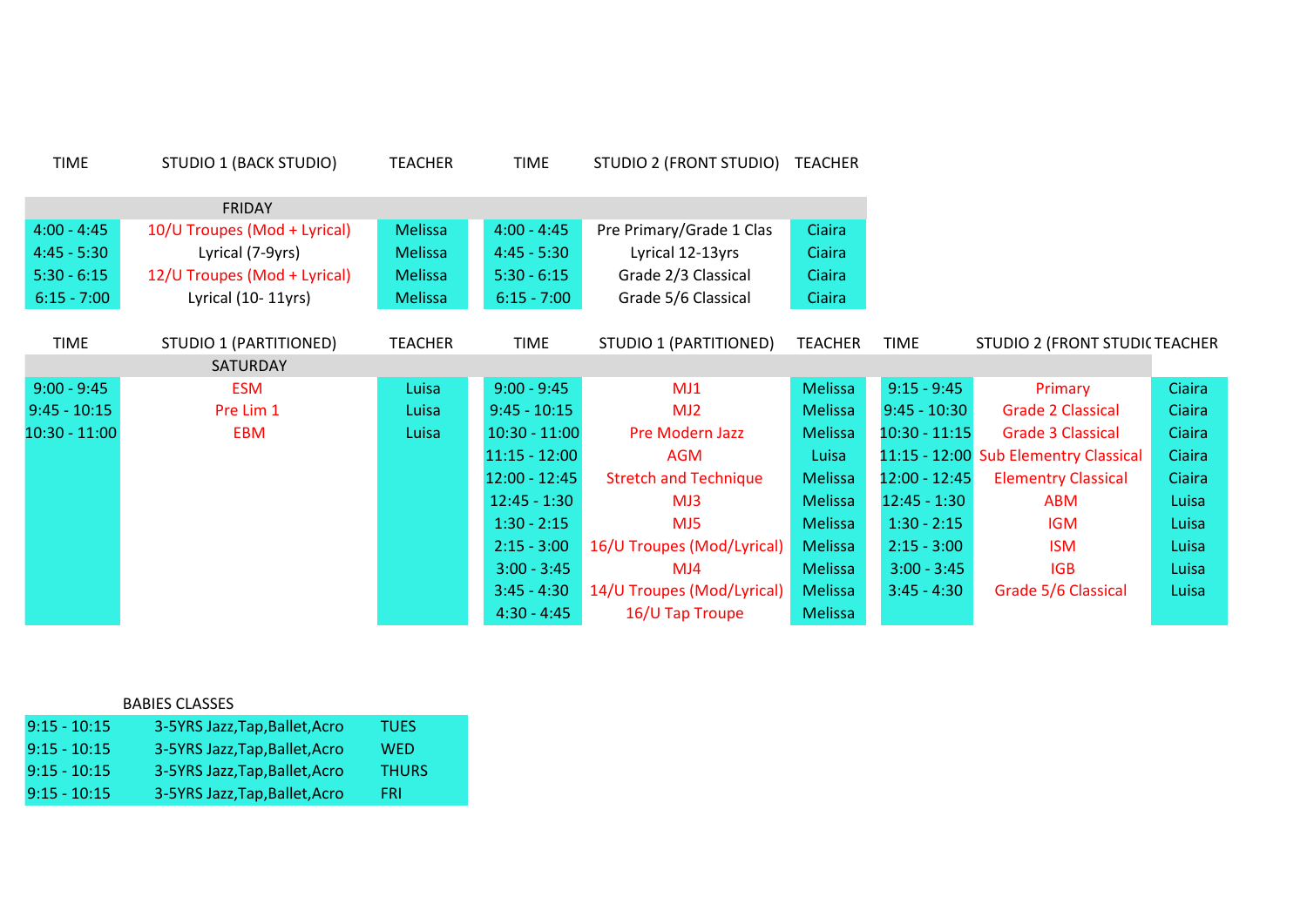| TIME | STUDIO 1 (BACK STUDIO) | TEACHER | TIME | STUDIO 2 (FRONT STUDIO) | TEACHER |
|---|---|---|---|---|---|
| | FRIDAY | | | | |
| 4:00 - 4:45 | 10/U Troupes (Mod + Lyrical) | Melissa | 4:00 - 4:45 | Pre Primary/Grade 1 Clas | Ciaira |
| 4:45 - 5:30 | Lyrical (7-9yrs) | Melissa | 4:45 - 5:30 | Lyrical 12-13yrs | Ciaira |
| 5:30 - 6:15 | 12/U Troupes (Mod + Lyrical) | Melissa | 5:30 - 6:15 | Grade 2/3 Classical | Ciaira |
| 6:15 - 7:00 | Lyrical (10- 11yrs) | Melissa | 6:15 - 7:00 | Grade 5/6 Classical | Ciaira |

| TIME | STUDIO 1 (PARTITIONED) | TEACHER | TIME | STUDIO 1 (PARTITIONED) | TEACHER | TIME | STUDIO 2 (FRONT STUDIO | TEACHER |
|---|---|---|---|---|---|---|---|---|
| | SATURDAY | | | | | | | |
| 9:00 - 9:45 | ESM | Luisa | 9:00 - 9:45 | MJ1 | Melissa | 9:15 - 9:45 | Primary | Ciaira |
| 9:45 - 10:15 | Pre Lim 1 | Luisa | 9:45 - 10:15 | MJ2 | Melissa | 9:45 - 10:30 | Grade 2 Classical | Ciaira |
| 10:30 - 11:00 | EBM | Luisa | 10:30 - 11:00 | Pre Modern Jazz | Melissa | 10:30 - 11:15 | Grade 3 Classical | Ciaira |
| | | | 11:15 - 12:00 | AGM | Luisa | 11:15 - 12:00 | Sub Elementry Classical | Ciaira |
| | | | 12:00 - 12:45 | Stretch and Technique | Melissa | 12:00 - 12:45 | Elementry Classical | Ciaira |
| | | | 12:45 - 1:30 | MJ3 | Melissa | 12:45 - 1:30 | ABM | Luisa |
| | | | 1:30 - 2:15 | MJ5 | Melissa | 1:30 - 2:15 | IGM | Luisa |
| | | | 2:15 - 3:00 | 16/U Troupes (Mod/Lyrical) | Melissa | 2:15 - 3:00 | ISM | Luisa |
| | | | 3:00 - 3:45 | MJ4 | Melissa | 3:00 - 3:45 | IGB | Luisa |
| | | | 3:45 - 4:30 | 14/U Troupes (Mod/Lyrical) | Melissa | 3:45 - 4:30 | Grade 5/6 Classical | Luisa |
| | | | 4:30 - 4:45 | 16/U Tap Troupe | Melissa | | | |

BABIES CLASSES

| | | |
|---|---|---|
| 9:15 - 10:15 | 3-5YRS Jazz,Tap,Ballet,Acro | TUES |
| 9:15 - 10:15 | 3-5YRS Jazz,Tap,Ballet,Acro | WED |
| 9:15 - 10:15 | 3-5YRS Jazz,Tap,Ballet,Acro | THURS |
| 9:15 - 10:15 | 3-5YRS Jazz,Tap,Ballet,Acro | FRI |